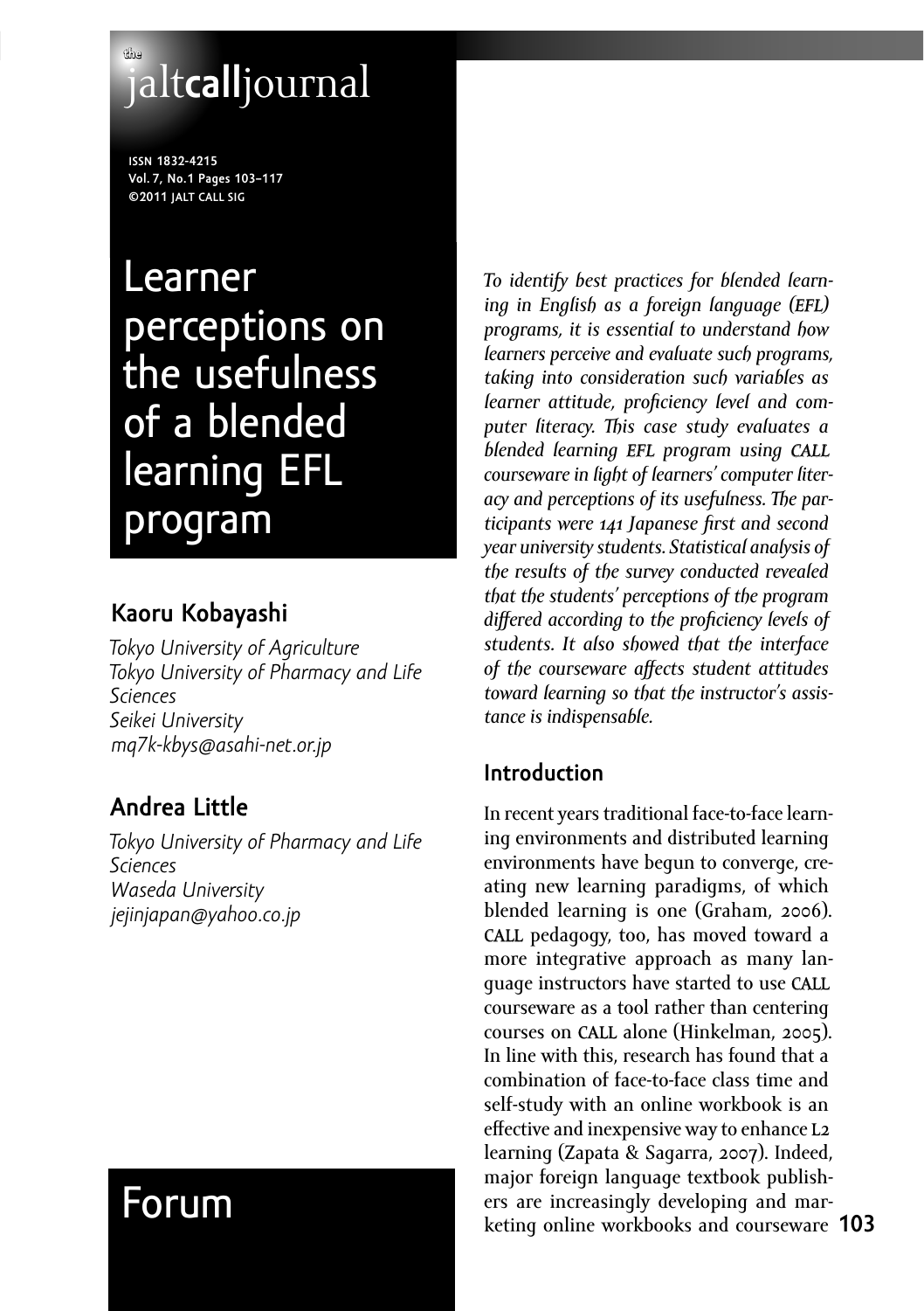# Learner perceptions on the usefulness of a blended learning EFL program

## Kaoru Kobayashi

*Tokyo University of Agriculture*
*Tokyo University of Pharmacy and Life Sciences*
*Seikei University*
*mq7k-kbys@asahi-net.or.jp*

## Andrea Little

*Tokyo University of Pharmacy and Life Sciences*
*Waseda University*
*jejinjapan@yahoo.co.jp*

*To identify best practices for blended learning in English as a foreign language (EFL) programs, it is essential to understand how learners perceive and evaluate such programs, taking into consideration such variables as learner attitude, proficiency level and computer literacy. This case study evaluates a blended learning EFL program using CALL courseware in light of learners' computer literacy and perceptions of its usefulness. The participants were 141 Japanese first and second year university students. Statistical analysis of the results of the survey conducted revealed that the students' perceptions of the program differed according to the proficiency levels of students. It also showed that the interface of the courseware affects student attitudes toward learning so that the instructor's assistance is indispensable.*

## Introduction

In recent years traditional face-to-face learning environments and distributed learning environments have begun to converge, creating new learning paradigms, of which blended learning is one (Graham, 2006). CALL pedagogy, too, has moved toward a more integrative approach as many language instructors have started to use CALL courseware as a tool rather than centering courses on CALL alone (Hinkelman, 2005). In line with this, research has found that a combination of face-to-face class time and self-study with an online workbook is an effective and inexpensive way to enhance L2 learning (Zapata & Sagarra, 2007). Indeed, major foreign language textbook publishers are increasingly developing and marketing online workbooks and courseware

Forum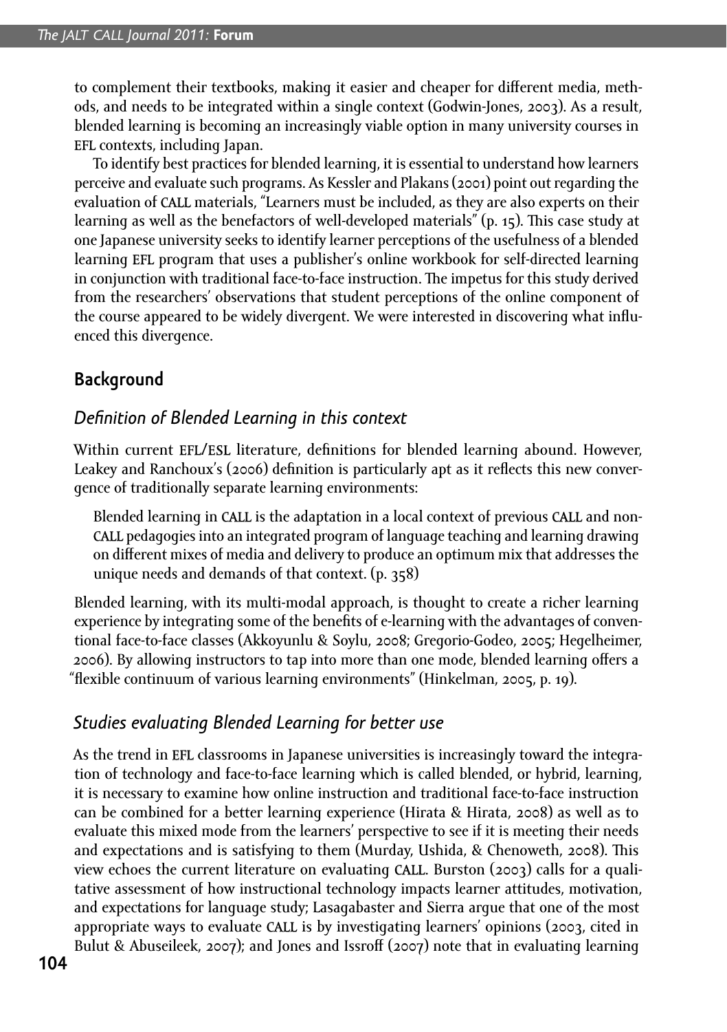to complement their textbooks, making it easier and cheaper for different media, methods, and needs to be integrated within a single context (Godwin-Jones, 2003). As a result, blended learning is becoming an increasingly viable option in many university courses in EFL contexts, including Japan.

To identify best practices for blended learning, it is essential to understand how learners perceive and evaluate such programs. As Kessler and Plakans (2001) point out regarding the evaluation of CALL materials, "Learners must be included, as they are also experts on their learning as well as the benefactors of well-developed materials" (p. 15). This case study at one Japanese university seeks to identify learner perceptions of the usefulness of a blended learning EFL program that uses a publisher's online workbook for self-directed learning in conjunction with traditional face-to-face instruction. The impetus for this study derived from the researchers' observations that student perceptions of the online component of the course appeared to be widely divergent. We were interested in discovering what influenced this divergence.

## Background

### *Definition of Blended Learning in this context*

Within current EFL/ESL literature, definitions for blended learning abound. However, Leakey and Ranchoux's (2006) definition is particularly apt as it reflects this new convergence of traditionally separate learning environments:

> Blended learning in CALL is the adaptation in a local context of previous CALL and non-CALL pedagogies into an integrated program of language teaching and learning drawing on different mixes of media and delivery to produce an optimum mix that addresses the unique needs and demands of that context. (p. 358)

Blended learning, with its multi-modal approach, is thought to create a richer learning experience by integrating some of the benefits of e-learning with the advantages of conventional face-to-face classes (Akkoyunlu & Soylu, 2008; Gregorio-Godeo, 2005; Hegelheimer, 2006). By allowing instructors to tap into more than one mode, blended learning offers a "flexible continuum of various learning environments" (Hinkelman, 2005, p. 19).

### *Studies evaluating Blended Learning for better use*

As the trend in EFL classrooms in Japanese universities is increasingly toward the integration of technology and face-to-face learning which is called blended, or hybrid, learning, it is necessary to examine how online instruction and traditional face-to-face instruction can be combined for a better learning experience (Hirata & Hirata, 2008) as well as to evaluate this mixed mode from the learners' perspective to see if it is meeting their needs and expectations and is satisfying to them (Murday, Ushida, & Chenoweth, 2008). This view echoes the current literature on evaluating CALL. Burston (2003) calls for a qualitative assessment of how instructional technology impacts learner attitudes, motivation, and expectations for language study; Lasagabaster and Sierra argue that one of the most appropriate ways to evaluate CALL is by investigating learners' opinions (2003, cited in Bulut & Abuseileek, 2007); and Jones and Issroff (2007) note that in evaluating learning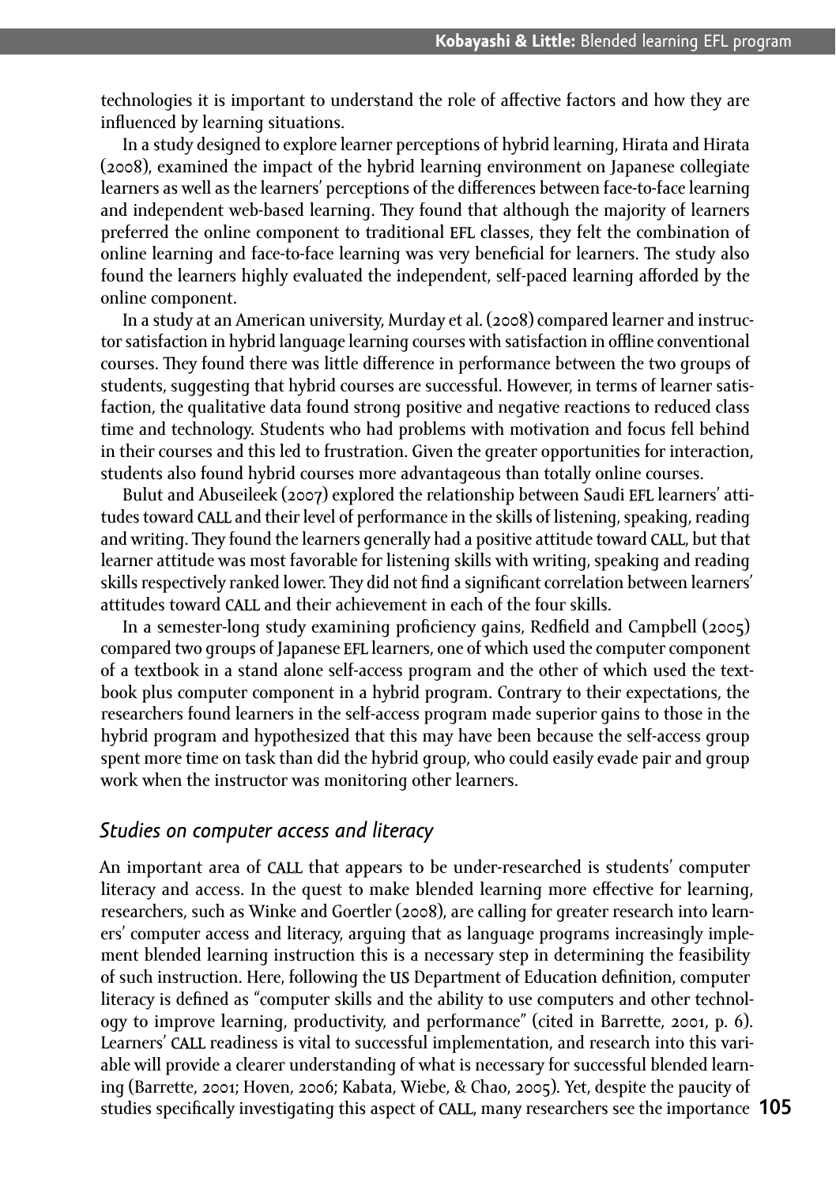technologies it is important to understand the role of affective factors and how they are influenced by learning situations.

In a study designed to explore learner perceptions of hybrid learning, Hirata and Hirata (2008), examined the impact of the hybrid learning environment on Japanese collegiate learners as well as the learners' perceptions of the differences between face-to-face learning and independent web-based learning. They found that although the majority of learners preferred the online component to traditional EFL classes, they felt the combination of online learning and face-to-face learning was very beneficial for learners. The study also found the learners highly evaluated the independent, self-paced learning afforded by the online component.

In a study at an American university, Murday et al. (2008) compared learner and instructor satisfaction in hybrid language learning courses with satisfaction in offline conventional courses. They found there was little difference in performance between the two groups of students, suggesting that hybrid courses are successful. However, in terms of learner satisfaction, the qualitative data found strong positive and negative reactions to reduced class time and technology. Students who had problems with motivation and focus fell behind in their courses and this led to frustration. Given the greater opportunities for interaction, students also found hybrid courses more advantageous than totally online courses.

Bulut and Abuseileek (2007) explored the relationship between Saudi EFL learners' attitudes toward CALL and their level of performance in the skills of listening, speaking, reading and writing. They found the learners generally had a positive attitude toward CALL, but that learner attitude was most favorable for listening skills with writing, speaking and reading skills respectively ranked lower. They did not find a significant correlation between learners' attitudes toward CALL and their achievement in each of the four skills.

In a semester-long study examining proficiency gains, Redfield and Campbell (2005) compared two groups of Japanese EFL learners, one of which used the computer component of a textbook in a stand alone self-access program and the other of which used the textbook plus computer component in a hybrid program. Contrary to their expectations, the researchers found learners in the self-access program made superior gains to those in the hybrid program and hypothesized that this may have been because the self-access group spent more time on task than did the hybrid group, who could easily evade pair and group work when the instructor was monitoring other learners.

### *Studies on computer access and literacy*

An important area of CALL that appears to be under-researched is students' computer literacy and access. In the quest to make blended learning more effective for learning, researchers, such as Winke and Goertler (2008), are calling for greater research into learners' computer access and literacy, arguing that as language programs increasingly implement blended learning instruction this is a necessary step in determining the feasibility of such instruction. Here, following the US Department of Education definition, computer literacy is defined as "computer skills and the ability to use computers and other technology to improve learning, productivity, and performance" (cited in Barrette, 2001, p. 6). Learners' CALL readiness is vital to successful implementation, and research into this variable will provide a clearer understanding of what is necessary for successful blended learning (Barrette, 2001; Hoven, 2006; Kabata, Wiebe, & Chao, 2005). Yet, despite the paucity of studies specifically investigating this aspect of CALL, many researchers see the importance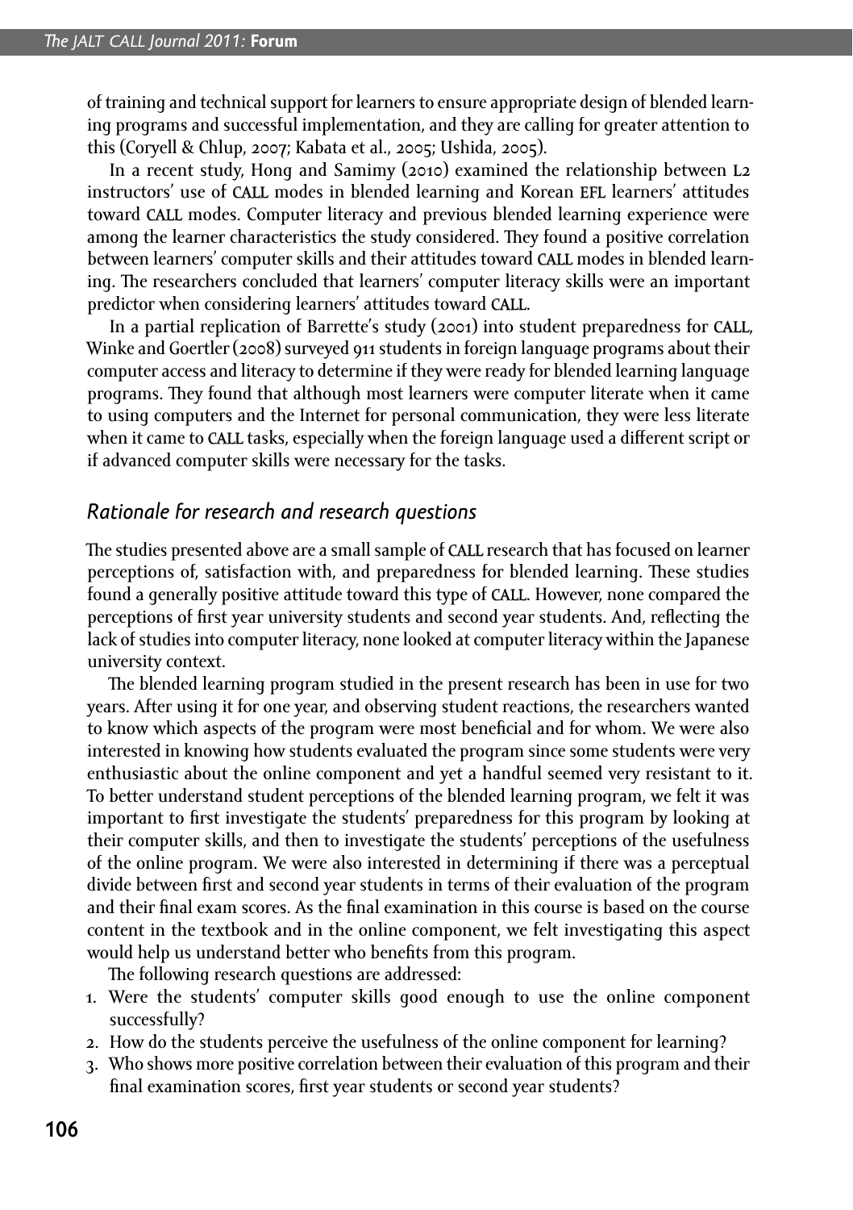of training and technical support for learners to ensure appropriate design of blended learning programs and successful implementation, and they are calling for greater attention to this (Coryell & Chlup, 2007; Kabata et al., 2005; Ushida, 2005).

In a recent study, Hong and Samimy (2010) examined the relationship between L2 instructors' use of CALL modes in blended learning and Korean EFL learners' attitudes toward CALL modes. Computer literacy and previous blended learning experience were among the learner characteristics the study considered. They found a positive correlation between learners' computer skills and their attitudes toward CALL modes in blended learning. The researchers concluded that learners' computer literacy skills were an important predictor when considering learners' attitudes toward CALL.

In a partial replication of Barrette's study (2001) into student preparedness for CALL, Winke and Goertler (2008) surveyed 911 students in foreign language programs about their computer access and literacy to determine if they were ready for blended learning language programs. They found that although most learners were computer literate when it came to using computers and the Internet for personal communication, they were less literate when it came to CALL tasks, especially when the foreign language used a different script or if advanced computer skills were necessary for the tasks.

## *Rationale for research and research questions*

The studies presented above are a small sample of CALL research that has focused on learner perceptions of, satisfaction with, and preparedness for blended learning. These studies found a generally positive attitude toward this type of CALL. However, none compared the perceptions of first year university students and second year students. And, reflecting the lack of studies into computer literacy, none looked at computer literacy within the Japanese university context.

The blended learning program studied in the present research has been in use for two years. After using it for one year, and observing student reactions, the researchers wanted to know which aspects of the program were most beneficial and for whom. We were also interested in knowing how students evaluated the program since some students were very enthusiastic about the online component and yet a handful seemed very resistant to it. To better understand student perceptions of the blended learning program, we felt it was important to first investigate the students' preparedness for this program by looking at their computer skills, and then to investigate the students' perceptions of the usefulness of the online program. We were also interested in determining if there was a perceptual divide between first and second year students in terms of their evaluation of the program and their final exam scores. As the final examination in this course is based on the course content in the textbook and in the online component, we felt investigating this aspect would help us understand better who benefits from this program.

The following research questions are addressed:

1. Were the students' computer skills good enough to use the online component successfully?
2. How do the students perceive the usefulness of the online component for learning?
3. Who shows more positive correlation between their evaluation of this program and their final examination scores, first year students or second year students?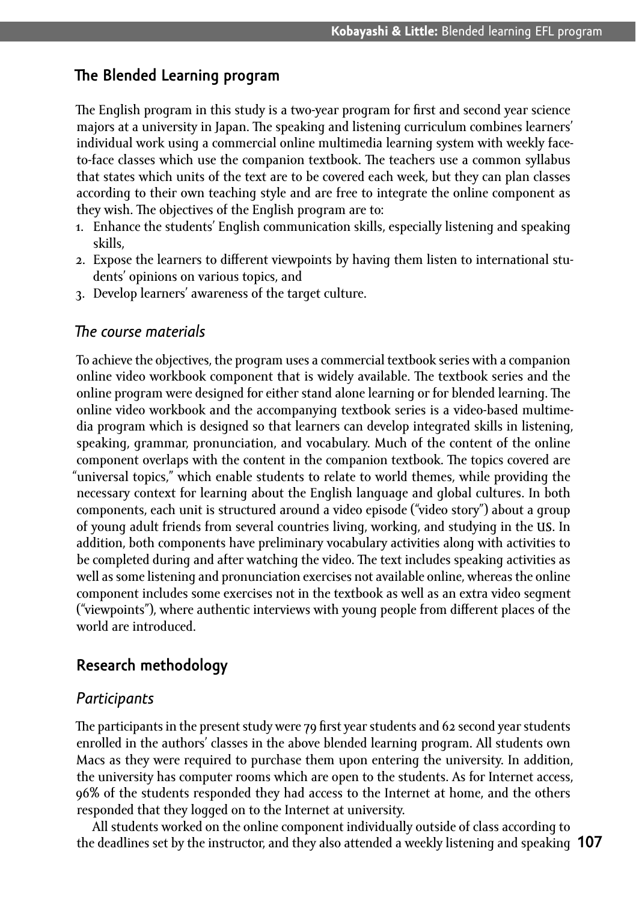## The Blended Learning program

The English program in this study is a two-year program for first and second year science majors at a university in Japan. The speaking and listening curriculum combines learners' individual work using a commercial online multimedia learning system with weekly face-to-face classes which use the companion textbook. The teachers use a common syllabus that states which units of the text are to be covered each week, but they can plan classes according to their own teaching style and are free to integrate the online component as they wish. The objectives of the English program are to:

1. Enhance the students' English communication skills, especially listening and speaking skills,
2. Expose the learners to different viewpoints by having them listen to international students' opinions on various topics, and
3. Develop learners' awareness of the target culture.

### *The course materials*

To achieve the objectives, the program uses a commercial textbook series with a companion online video workbook component that is widely available. The textbook series and the online program were designed for either stand alone learning or for blended learning. The online video workbook and the accompanying textbook series is a video-based multimedia program which is designed so that learners can develop integrated skills in listening, speaking, grammar, pronunciation, and vocabulary. Much of the content of the online component overlaps with the content in the companion textbook. The topics covered are "universal topics," which enable students to relate to world themes, while providing the necessary context for learning about the English language and global cultures. In both components, each unit is structured around a video episode ("video story") about a group of young adult friends from several countries living, working, and studying in the US. In addition, both components have preliminary vocabulary activities along with activities to be completed during and after watching the video. The text includes speaking activities as well as some listening and pronunciation exercises not available online, whereas the online component includes some exercises not in the textbook as well as an extra video segment ("viewpoints"), where authentic interviews with young people from different places of the world are introduced.

## Research methodology

### *Participants*

The participants in the present study were 79 first year students and 62 second year students enrolled in the authors' classes in the above blended learning program. All students own Macs as they were required to purchase them upon entering the university. In addition, the university has computer rooms which are open to the students. As for Internet access, 96% of the students responded they had access to the Internet at home, and the others responded that they logged on to the Internet at university.

All students worked on the online component individually outside of class according to the deadlines set by the instructor, and they also attended a weekly listening and speaking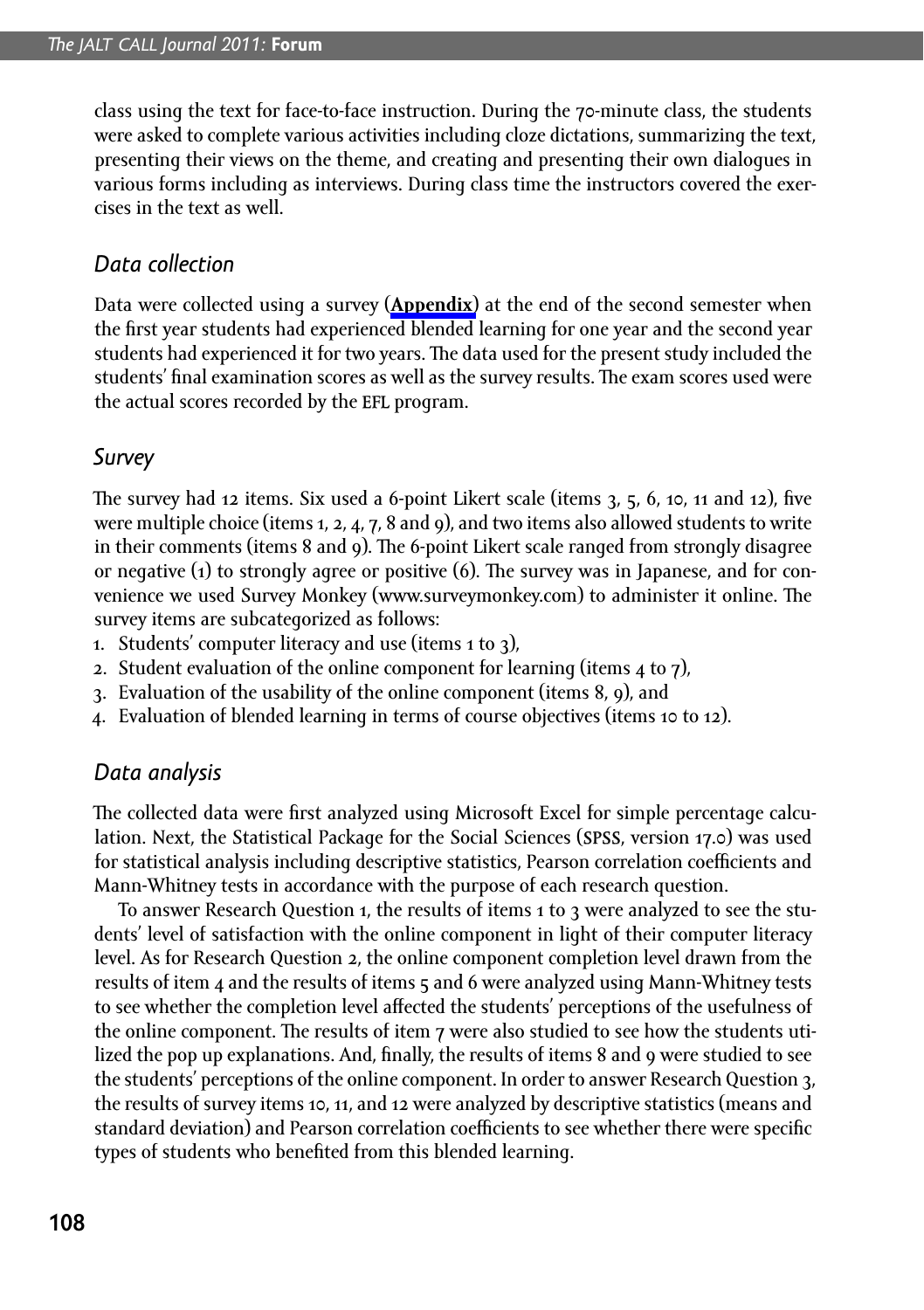class using the text for face-to-face instruction. During the 70-minute class, the students were asked to complete various activities including cloze dictations, summarizing the text, presenting their views on the theme, and creating and presenting their own dialogues in various forms including as interviews. During class time the instructors covered the exercises in the text as well.

## Data collection

Data were collected using a survey (**Appendix**) at the end of the second semester when the first year students had experienced blended learning for one year and the second year students had experienced it for two years. The data used for the present study included the students' final examination scores as well as the survey results. The exam scores used were the actual scores recorded by the EFL program.

## Survey

The survey had 12 items. Six used a 6-point Likert scale (items 3, 5, 6, 10, 11 and 12), five were multiple choice (items 1, 2, 4, 7, 8 and 9), and two items also allowed students to write in their comments (items 8 and 9). The 6-point Likert scale ranged from strongly disagree or negative (1) to strongly agree or positive (6). The survey was in Japanese, and for convenience we used Survey Monkey (www.surveymonkey.com) to administer it online. The survey items are subcategorized as follows:

1. Students' computer literacy and use (items 1 to 3),
2. Student evaluation of the online component for learning (items 4 to 7),
3. Evaluation of the usability of the online component (items 8, 9), and
4. Evaluation of blended learning in terms of course objectives (items 10 to 12).

## Data analysis

The collected data were first analyzed using Microsoft Excel for simple percentage calculation. Next, the Statistical Package for the Social Sciences (SPSS, version 17.0) was used for statistical analysis including descriptive statistics, Pearson correlation coefficients and Mann-Whitney tests in accordance with the purpose of each research question.

To answer Research Question 1, the results of items 1 to 3 were analyzed to see the students' level of satisfaction with the online component in light of their computer literacy level. As for Research Question 2, the online component completion level drawn from the results of item 4 and the results of items 5 and 6 were analyzed using Mann-Whitney tests to see whether the completion level affected the students' perceptions of the usefulness of the online component. The results of item 7 were also studied to see how the students utilized the pop up explanations. And, finally, the results of items 8 and 9 were studied to see the students' perceptions of the online component. In order to answer Research Question 3, the results of survey items 10, 11, and 12 were analyzed by descriptive statistics (means and standard deviation) and Pearson correlation coefficients to see whether there were specific types of students who benefited from this blended learning.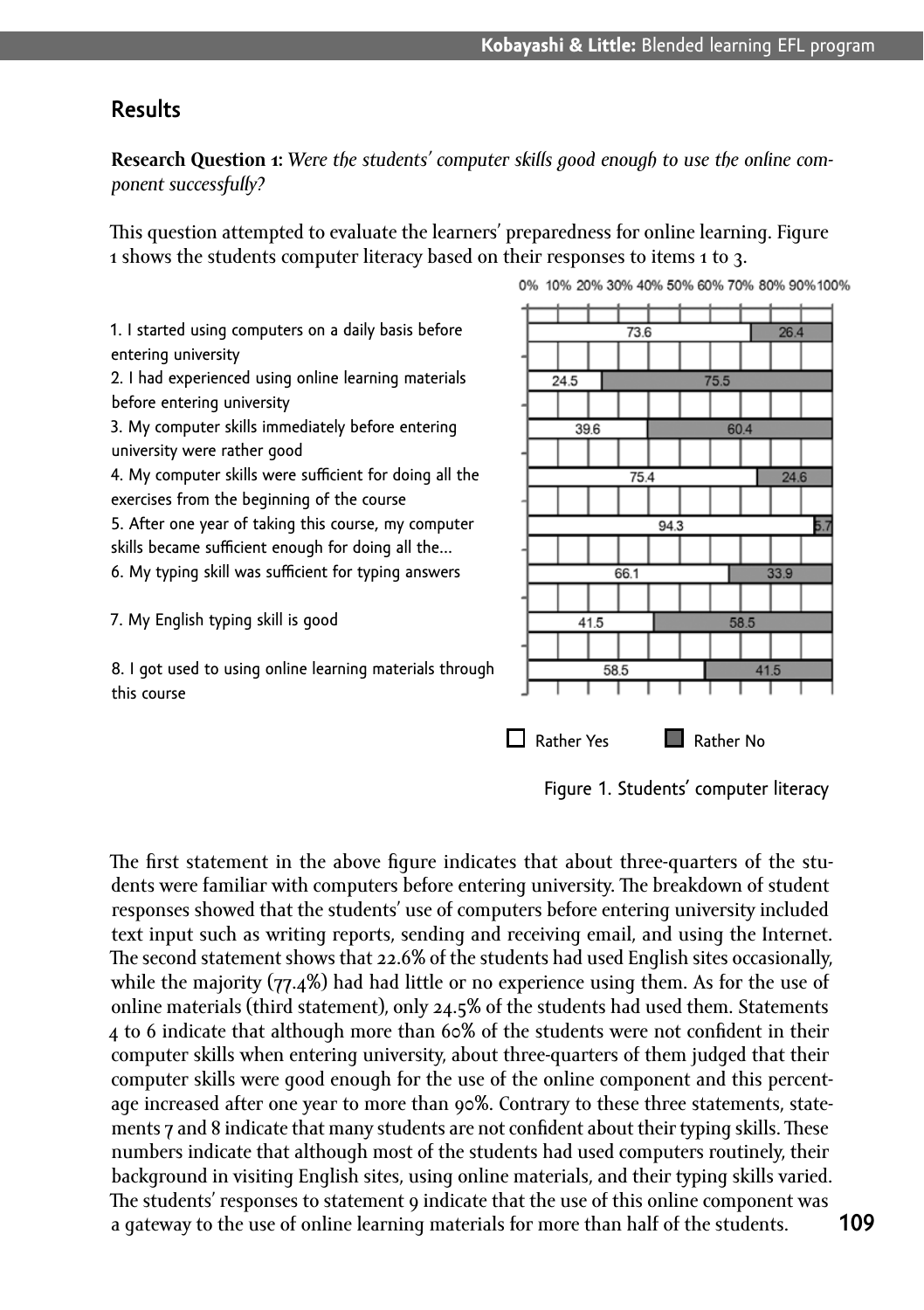## Results

**Research Question 1:** *Were the students' computer skills good enough to use the online component successfully?*

This question attempted to evaluate the learners' preparedness for online learning. Figure 1 shows the students computer literacy based on their responses to items 1 to 3.

| Statement | Rather Yes (%) | Rather No (%) |
|---|---|---|
| 1. I started using computers on a daily basis before entering university | 73.6 | 26.4 |
| 2. I had experienced using online learning materials before entering university | 24.5 | 75.5 |
| 3. My computer skills immediately before entering university were rather good | 39.6 | 60.4 |
| 4. My computer skills were sufficient for doing all the exercises from the beginning of the course | 75.4 | 24.6 |
| 5. After one year of taking this course, my computer skills became sufficient enough for doing all the... | 94.3 | 5.7 |
| 6. My typing skill was sufficient for typing answers | 66.1 | 33.9 |
| 7. My English typing skill is good | 41.5 | 58.5 |
| 8. I got used to using online learning materials through this course | 58.5 | 41.5 |

Figure 1. Students' computer literacy

The first statement in the above figure indicates that about three-quarters of the students were familiar with computers before entering university. The breakdown of student responses showed that the students' use of computers before entering university included text input such as writing reports, sending and receiving email, and using the Internet. The second statement shows that 22.6% of the students had used English sites occasionally, while the majority (77.4%) had had little or no experience using them. As for the use of online materials (third statement), only 24.5% of the students had used them. Statements 4 to 6 indicate that although more than 60% of the students were not confident in their computer skills when entering university, about three-quarters of them judged that their computer skills were good enough for the use of the online component and this percentage increased after one year to more than 90%. Contrary to these three statements, statements 7 and 8 indicate that many students are not confident about their typing skills. These numbers indicate that although most of the students had used computers routinely, their background in visiting English sites, using online materials, and their typing skills varied. The students' responses to statement 9 indicate that the use of this online component was a gateway to the use of online learning materials for more than half of the students.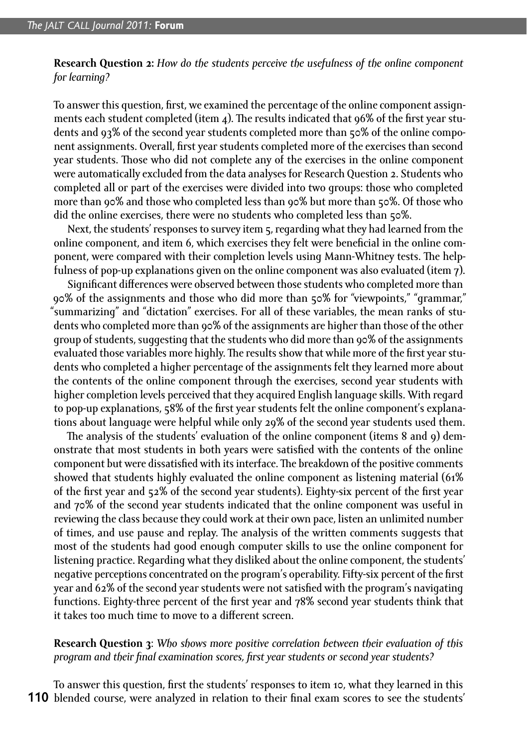**Research Question 2:** *How do the students perceive the usefulness of the online component for learning?*

To answer this question, first, we examined the percentage of the online component assignments each student completed (item 4). The results indicated that 96% of the first year students and 93% of the second year students completed more than 50% of the online component assignments. Overall, first year students completed more of the exercises than second year students. Those who did not complete any of the exercises in the online component were automatically excluded from the data analyses for Research Question 2. Students who completed all or part of the exercises were divided into two groups: those who completed more than 90% and those who completed less than 90% but more than 50%. Of those who did the online exercises, there were no students who completed less than 50%.

Next, the students' responses to survey item 5, regarding what they had learned from the online component, and item 6, which exercises they felt were beneficial in the online component, were compared with their completion levels using Mann-Whitney tests. The helpfulness of pop-up explanations given on the online component was also evaluated (item 7).

Significant differences were observed between those students who completed more than 90% of the assignments and those who did more than 50% for "viewpoints," "grammar," "summarizing" and "dictation" exercises. For all of these variables, the mean ranks of students who completed more than 90% of the assignments are higher than those of the other group of students, suggesting that the students who did more than 90% of the assignments evaluated those variables more highly. The results show that while more of the first year students who completed a higher percentage of the assignments felt they learned more about the contents of the online component through the exercises, second year students with higher completion levels perceived that they acquired English language skills. With regard to pop-up explanations, 58% of the first year students felt the online component's explanations about language were helpful while only 29% of the second year students used them.

The analysis of the students' evaluation of the online component (items 8 and 9) demonstrate that most students in both years were satisfied with the contents of the online component but were dissatisfied with its interface. The breakdown of the positive comments showed that students highly evaluated the online component as listening material (61% of the first year and 52% of the second year students). Eighty-six percent of the first year and 70% of the second year students indicated that the online component was useful in reviewing the class because they could work at their own pace, listen an unlimited number of times, and use pause and replay. The analysis of the written comments suggests that most of the students had good enough computer skills to use the online component for listening practice. Regarding what they disliked about the online component, the students' negative perceptions concentrated on the program's operability. Fifty-six percent of the first year and 62% of the second year students were not satisfied with the program's navigating functions. Eighty-three percent of the first year and 78% second year students think that it takes too much time to move to a different screen.

**Research Question 3**: *Who shows more positive correlation between their evaluation of this program and their final examination scores, first year students or second year students?*

To answer this question, first the students' responses to item 10, what they learned in this blended course, were analyzed in relation to their final exam scores to see the students'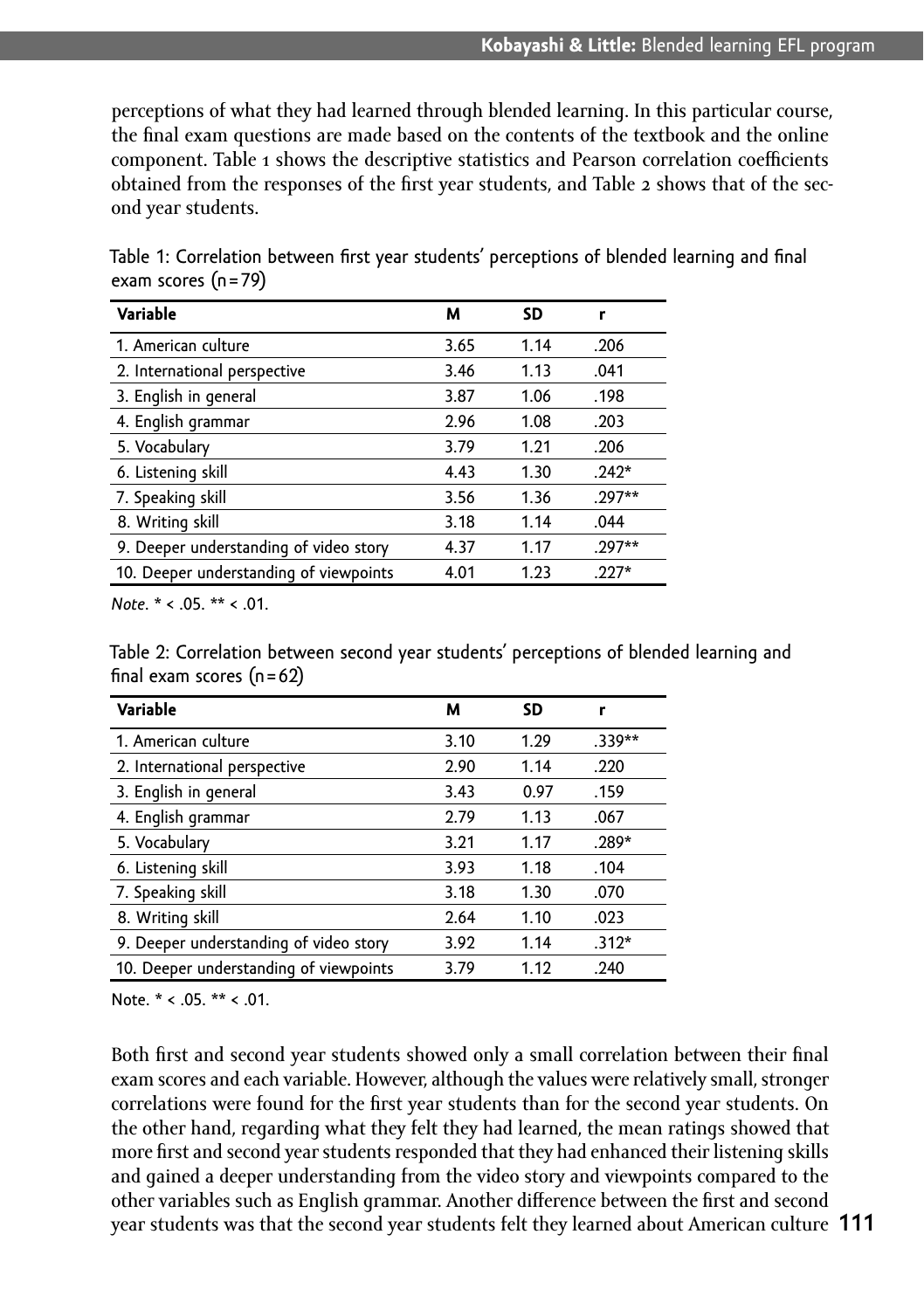perceptions of what they had learned through blended learning. In this particular course, the final exam questions are made based on the contents of the textbook and the online component. Table 1 shows the descriptive statistics and Pearson correlation coefficients obtained from the responses of the first year students, and Table 2 shows that of the second year students.

Table 1: Correlation between first year students' perceptions of blended learning and final exam scores (n=79)

| Variable | M | SD | r |
|---|---|---|---|
| 1. American culture | 3.65 | 1.14 | .206 |
| 2. International perspective | 3.46 | 1.13 | .041 |
| 3. English in general | 3.87 | 1.06 | .198 |
| 4. English grammar | 2.96 | 1.08 | .203 |
| 5. Vocabulary | 3.79 | 1.21 | .206 |
| 6. Listening skill | 4.43 | 1.30 | .242* |
| 7. Speaking skill | 3.56 | 1.36 | .297** |
| 8. Writing skill | 3.18 | 1.14 | .044 |
| 9. Deeper understanding of video story | 4.37 | 1.17 | .297** |
| 10. Deeper understanding of viewpoints | 4.01 | 1.23 | .227* |

*Note*. * < .05. ** < .01.

Table 2: Correlation between second year students' perceptions of blended learning and final exam scores (n=62)

| Variable | M | SD | r |
|---|---|---|---|
| 1. American culture | 3.10 | 1.29 | .339** |
| 2. International perspective | 2.90 | 1.14 | .220 |
| 3. English in general | 3.43 | 0.97 | .159 |
| 4. English grammar | 2.79 | 1.13 | .067 |
| 5. Vocabulary | 3.21 | 1.17 | .289* |
| 6. Listening skill | 3.93 | 1.18 | .104 |
| 7. Speaking skill | 3.18 | 1.30 | .070 |
| 8. Writing skill | 2.64 | 1.10 | .023 |
| 9. Deeper understanding of video story | 3.92 | 1.14 | .312* |
| 10. Deeper understanding of viewpoints | 3.79 | 1.12 | .240 |

Note. * < .05. ** < .01.

Both first and second year students showed only a small correlation between their final exam scores and each variable. However, although the values were relatively small, stronger correlations were found for the first year students than for the second year students. On the other hand, regarding what they felt they had learned, the mean ratings showed that more first and second year students responded that they had enhanced their listening skills and gained a deeper understanding from the video story and viewpoints compared to the other variables such as English grammar. Another difference between the first and second year students was that the second year students felt they learned about American culture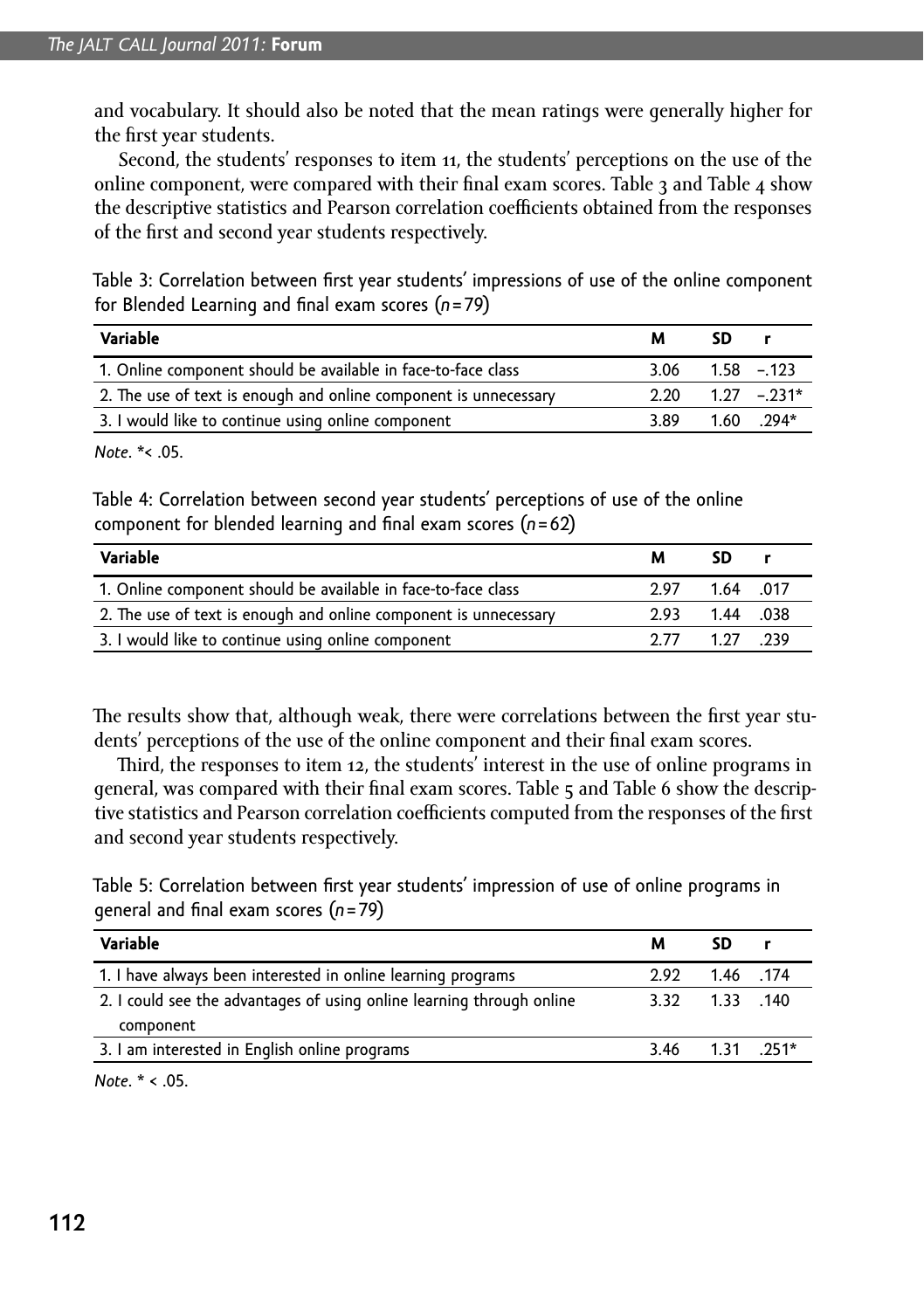and vocabulary. It should also be noted that the mean ratings were generally higher for the first year students.

Second, the students' responses to item 11, the students' perceptions on the use of the online component, were compared with their final exam scores. Table 3 and Table 4 show the descriptive statistics and Pearson correlation coefficients obtained from the responses of the first and second year students respectively.

Table 3: Correlation between first year students' impressions of use of the online component for Blended Learning and final exam scores ($n = 79$)

| Variable | M | SD | r |
|---|---|---|---|
| 1. Online component should be available in face-to-face class | 3.06 | 1.58 | –.123 |
| 2. The use of text is enough and online component is unnecessary | 2.20 | 1.27 | –.231* |
| 3. I would like to continue using online component | 3.89 | 1.60 | .294* |

*Note*. *< .05.

Table 4: Correlation between second year students' perceptions of use of the online component for blended learning and final exam scores ($n = 62$)

| Variable | M | SD | r |
|---|---|---|---|
| 1. Online component should be available in face-to-face class | 2.97 | 1.64 | .017 |
| 2. The use of text is enough and online component is unnecessary | 2.93 | 1.44 | .038 |
| 3. I would like to continue using online component | 2.77 | 1.27 | .239 |

The results show that, although weak, there were correlations between the first year students' perceptions of the use of the online component and their final exam scores.

Third, the responses to item 12, the students' interest in the use of online programs in general, was compared with their final exam scores. Table 5 and Table 6 show the descriptive statistics and Pearson correlation coefficients computed from the responses of the first and second year students respectively.

Table 5: Correlation between first year students' impression of use of online programs in general and final exam scores ($n = 79$)

| Variable | M | SD | r |
|---|---|---|---|
| 1. I have always been interested in online learning programs | 2.92 | 1.46 | .174 |
| 2. I could see the advantages of using online learning through online component | 3.32 | 1.33 | .140 |
| 3. I am interested in English online programs | 3.46 | 1.31 | .251* |

*Note*. * < .05.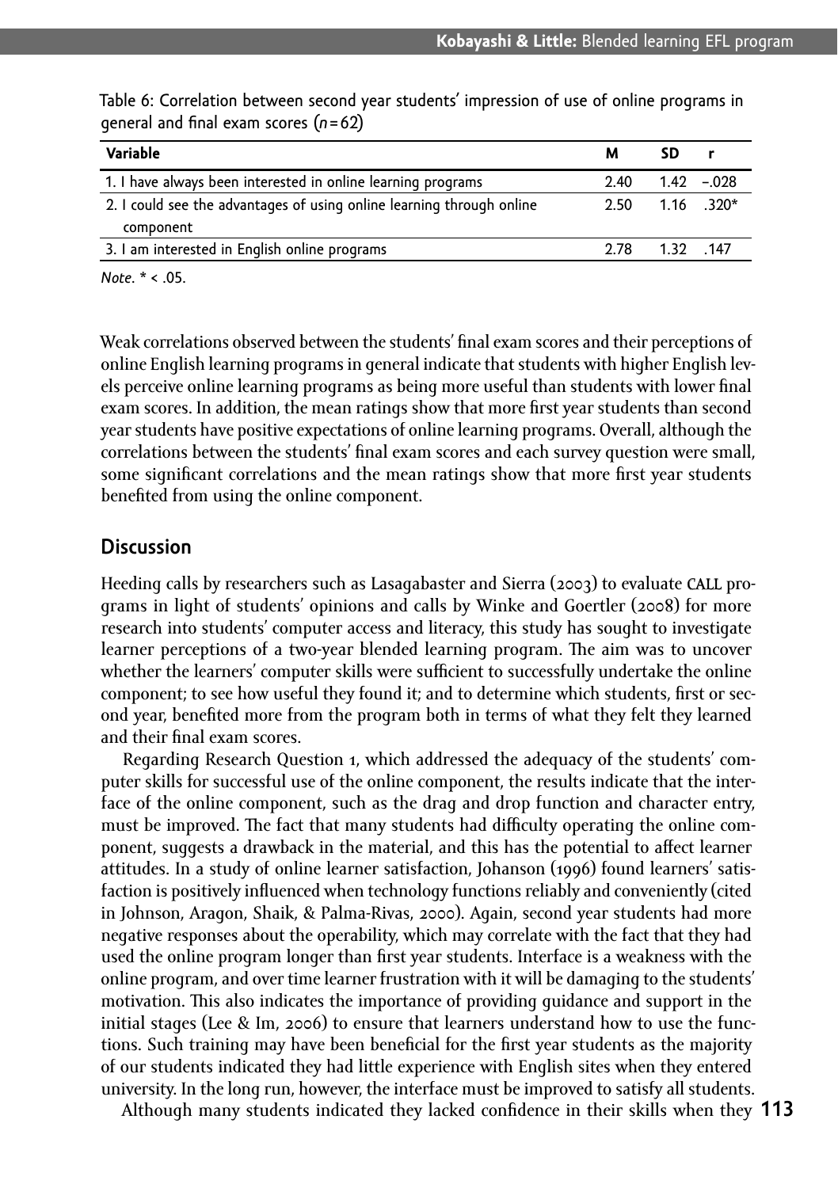Table 6: Correlation between second year students' impression of use of online programs in general and final exam scores ($n = 62$)

| Variable | M | SD | r |
|---|---|---|---|
| 1. I have always been interested in online learning programs | 2.40 | 1.42 | –.028 |
| 2. I could see the advantages of using online learning through online component | 2.50 | 1.16 | .320* |
| 3. I am interested in English online programs | 2.78 | 1.32 | .147 |

*Note*. * < .05.

Weak correlations observed between the students' final exam scores and their perceptions of online English learning programs in general indicate that students with higher English levels perceive online learning programs as being more useful than students with lower final exam scores. In addition, the mean ratings show that more first year students than second year students have positive expectations of online learning programs. Overall, although the correlations between the students' final exam scores and each survey question were small, some significant correlations and the mean ratings show that more first year students benefited from using the online component.

## Discussion

Heeding calls by researchers such as Lasagabaster and Sierra (2003) to evaluate CALL programs in light of students' opinions and calls by Winke and Goertler (2008) for more research into students' computer access and literacy, this study has sought to investigate learner perceptions of a two-year blended learning program. The aim was to uncover whether the learners' computer skills were sufficient to successfully undertake the online component; to see how useful they found it; and to determine which students, first or second year, benefited more from the program both in terms of what they felt they learned and their final exam scores.

Regarding Research Question 1, which addressed the adequacy of the students' computer skills for successful use of the online component, the results indicate that the interface of the online component, such as the drag and drop function and character entry, must be improved. The fact that many students had difficulty operating the online component, suggests a drawback in the material, and this has the potential to affect learner attitudes. In a study of online learner satisfaction, Johanson (1996) found learners' satisfaction is positively influenced when technology functions reliably and conveniently (cited in Johnson, Aragon, Shaik, & Palma-Rivas, 2000). Again, second year students had more negative responses about the operability, which may correlate with the fact that they had used the online program longer than first year students. Interface is a weakness with the online program, and over time learner frustration with it will be damaging to the students' motivation. This also indicates the importance of providing guidance and support in the initial stages (Lee & Im, 2006) to ensure that learners understand how to use the functions. Such training may have been beneficial for the first year students as the majority of our students indicated they had little experience with English sites when they entered university. In the long run, however, the interface must be improved to satisfy all students.

Although many students indicated they lacked confidence in their skills when they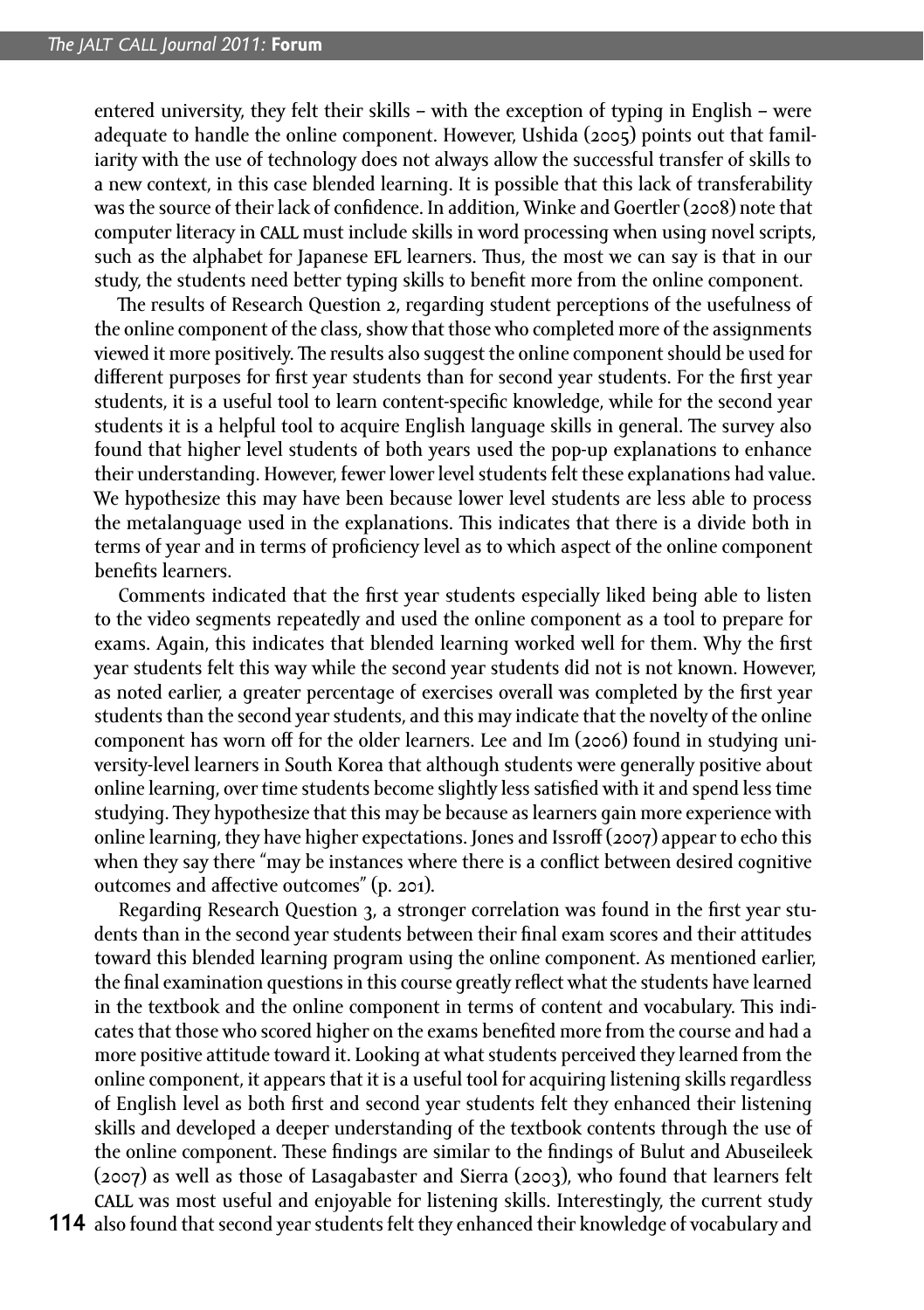entered university, they felt their skills – with the exception of typing in English – were adequate to handle the online component. However, Ushida (2005) points out that familiarity with the use of technology does not always allow the successful transfer of skills to a new context, in this case blended learning. It is possible that this lack of transferability was the source of their lack of confidence. In addition, Winke and Goertler (2008) note that computer literacy in CALL must include skills in word processing when using novel scripts, such as the alphabet for Japanese EFL learners. Thus, the most we can say is that in our study, the students need better typing skills to benefit more from the online component.

The results of Research Question 2, regarding student perceptions of the usefulness of the online component of the class, show that those who completed more of the assignments viewed it more positively. The results also suggest the online component should be used for different purposes for first year students than for second year students. For the first year students, it is a useful tool to learn content-specific knowledge, while for the second year students it is a helpful tool to acquire English language skills in general. The survey also found that higher level students of both years used the pop-up explanations to enhance their understanding. However, fewer lower level students felt these explanations had value. We hypothesize this may have been because lower level students are less able to process the metalanguage used in the explanations. This indicates that there is a divide both in terms of year and in terms of proficiency level as to which aspect of the online component benefits learners.

Comments indicated that the first year students especially liked being able to listen to the video segments repeatedly and used the online component as a tool to prepare for exams. Again, this indicates that blended learning worked well for them. Why the first year students felt this way while the second year students did not is not known. However, as noted earlier, a greater percentage of exercises overall was completed by the first year students than the second year students, and this may indicate that the novelty of the online component has worn off for the older learners. Lee and Im (2006) found in studying university-level learners in South Korea that although students were generally positive about online learning, over time students become slightly less satisfied with it and spend less time studying. They hypothesize that this may be because as learners gain more experience with online learning, they have higher expectations. Jones and Issroff (2007) appear to echo this when they say there "may be instances where there is a conflict between desired cognitive outcomes and affective outcomes" (p. 201).

Regarding Research Question 3, a stronger correlation was found in the first year students than in the second year students between their final exam scores and their attitudes toward this blended learning program using the online component. As mentioned earlier, the final examination questions in this course greatly reflect what the students have learned in the textbook and the online component in terms of content and vocabulary. This indicates that those who scored higher on the exams benefited more from the course and had a more positive attitude toward it. Looking at what students perceived they learned from the online component, it appears that it is a useful tool for acquiring listening skills regardless of English level as both first and second year students felt they enhanced their listening skills and developed a deeper understanding of the textbook contents through the use of the online component. These findings are similar to the findings of Bulut and Abuseileek (2007) as well as those of Lasagabaster and Sierra (2003), who found that learners felt CALL was most useful and enjoyable for listening skills. Interestingly, the current study also found that second year students felt they enhanced their knowledge of vocabulary and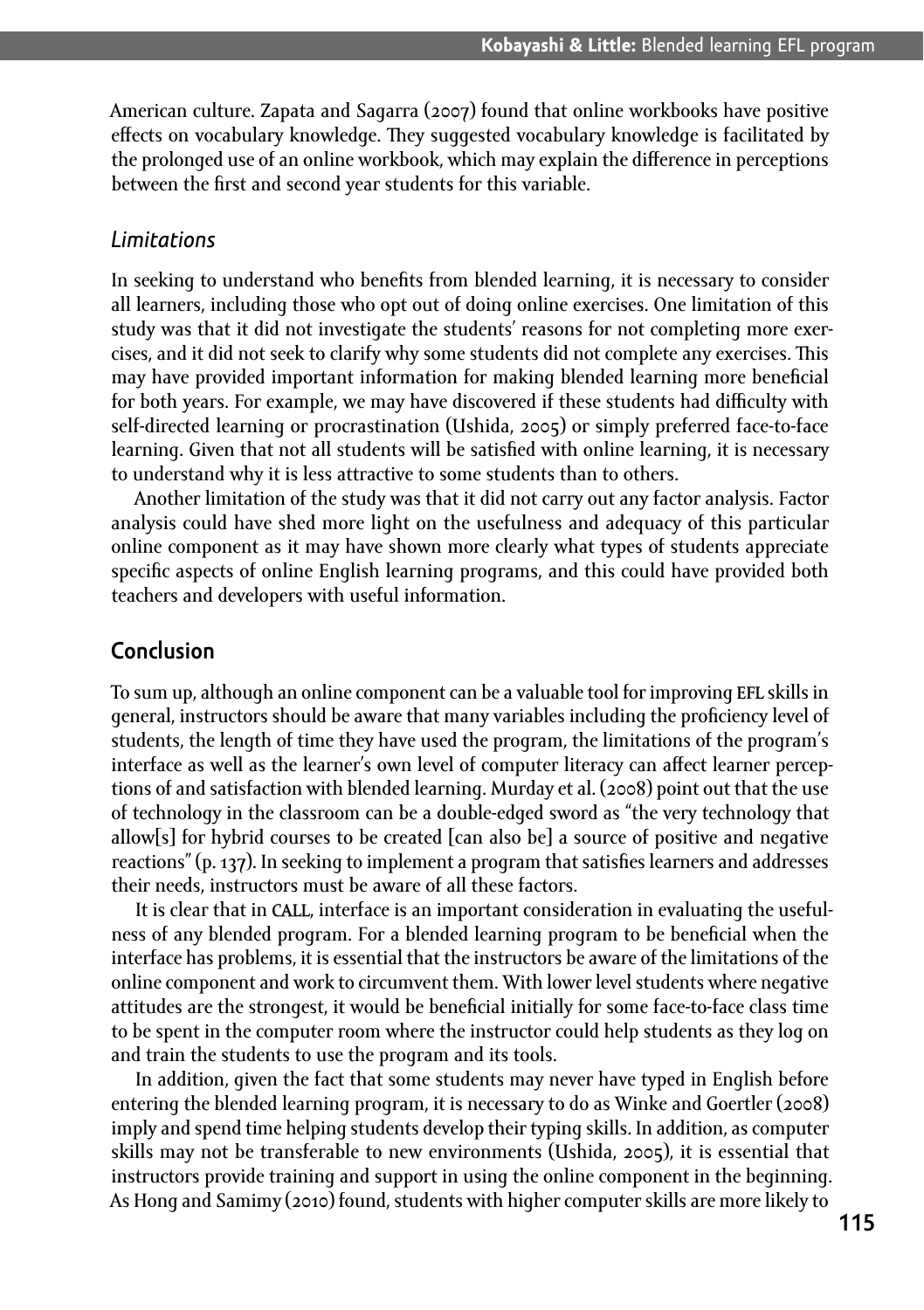American culture. Zapata and Sagarra (2007) found that online workbooks have positive effects on vocabulary knowledge. They suggested vocabulary knowledge is facilitated by the prolonged use of an online workbook, which may explain the difference in perceptions between the first and second year students for this variable.

### *Limitations*

In seeking to understand who benefits from blended learning, it is necessary to consider all learners, including those who opt out of doing online exercises. One limitation of this study was that it did not investigate the students' reasons for not completing more exercises, and it did not seek to clarify why some students did not complete any exercises. This may have provided important information for making blended learning more beneficial for both years. For example, we may have discovered if these students had difficulty with self-directed learning or procrastination (Ushida, 2005) or simply preferred face-to-face learning. Given that not all students will be satisfied with online learning, it is necessary to understand why it is less attractive to some students than to others.

Another limitation of the study was that it did not carry out any factor analysis. Factor analysis could have shed more light on the usefulness and adequacy of this particular online component as it may have shown more clearly what types of students appreciate specific aspects of online English learning programs, and this could have provided both teachers and developers with useful information.

## Conclusion

To sum up, although an online component can be a valuable tool for improving EFL skills in general, instructors should be aware that many variables including the proficiency level of students, the length of time they have used the program, the limitations of the program's interface as well as the learner's own level of computer literacy can affect learner perceptions of and satisfaction with blended learning. Murday et al. (2008) point out that the use of technology in the classroom can be a double-edged sword as "the very technology that allow[s] for hybrid courses to be created [can also be] a source of positive and negative reactions" (p. 137). In seeking to implement a program that satisfies learners and addresses their needs, instructors must be aware of all these factors.

It is clear that in CALL, interface is an important consideration in evaluating the usefulness of any blended program. For a blended learning program to be beneficial when the interface has problems, it is essential that the instructors be aware of the limitations of the online component and work to circumvent them. With lower level students where negative attitudes are the strongest, it would be beneficial initially for some face-to-face class time to be spent in the computer room where the instructor could help students as they log on and train the students to use the program and its tools.

In addition, given the fact that some students may never have typed in English before entering the blended learning program, it is necessary to do as Winke and Goertler (2008) imply and spend time helping students develop their typing skills. In addition, as computer skills may not be transferable to new environments (Ushida, 2005), it is essential that instructors provide training and support in using the online component in the beginning. As Hong and Samimy (2010) found, students with higher computer skills are more likely to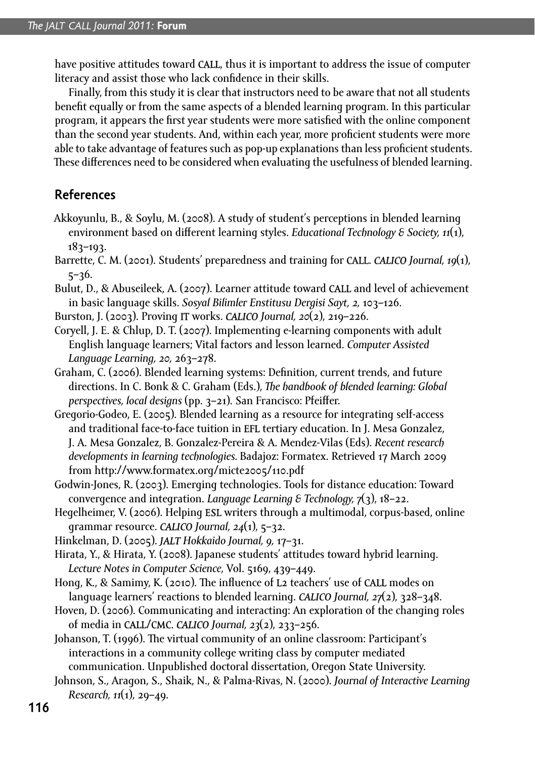have positive attitudes toward CALL, thus it is important to address the issue of computer literacy and assist those who lack confidence in their skills.

Finally, from this study it is clear that instructors need to be aware that not all students benefit equally or from the same aspects of a blended learning program. In this particular program, it appears the first year students were more satisfied with the online component than the second year students. And, within each year, more proficient students were more able to take advantage of features such as pop-up explanations than less proficient students. These differences need to be considered when evaluating the usefulness of blended learning.

## References

Akkoyunlu, B., & Soylu, M. (2008). A study of student's perceptions in blended learning environment based on different learning styles. *Educational Technology & Society, 11*(1), 183–193.

Barrette, C. M. (2001). Students' preparedness and training for CALL. *CALICO Journal, 19*(1), 5–36.

Bulut, D., & Abuseileek, A. (2007). Learner attitude toward CALL and level of achievement in basic language skills. *Sosyal Bilimler Enstitusu Dergisi Sayt, 2,* 103–126.

Burston, J. (2003). Proving IT works. *CALICO Journal, 20*(2), 219–226.

Coryell, J. E. & Chlup, D. T. (2007). Implementing e-learning components with adult English language learners; Vital factors and lesson learned. *Computer Assisted Language Learning, 20,* 263–278.

Graham, C. (2006). Blended learning systems: Definition, current trends, and future directions. In C. Bonk & C. Graham (Eds.), *The handbook of blended learning: Global perspectives, local designs* (pp. 3–21). San Francisco: Pfeiffer.

Gregorio-Godeo, E. (2005). Blended learning as a resource for integrating self-access and traditional face-to-face tuition in EFL tertiary education. In J. Mesa Gonzalez, J. A. Mesa Gonzalez, B. Gonzalez-Pereira & A. Mendez-Vilas (Eds). *Recent research developments in learning technologies*. Badajoz: Formatex. Retrieved 17 March 2009 from http://www.formatex.org/micte2005/110.pdf

Godwin-Jones, R. (2003). Emerging technologies. Tools for distance education: Toward convergence and integration. *Language Learning & Technology, 7*(3), 18–22.

Hegelheimer, V. (2006). Helping ESL writers through a multimodal, corpus-based, online grammar resource. *CALICO Journal, 24*(1), 5–32.

Hinkelman, D. (2005). *JALT Hokkaido Journal, 9,* 17–31.

Hirata, Y., & Hirata, Y. (2008). Japanese students' attitudes toward hybrid learning. *Lecture Notes in Computer Science,* Vol. 5169, 439–449.

Hong, K., & Samimy, K. (2010). The influence of L2 teachers' use of CALL modes on language learners' reactions to blended learning. *CALICO Journal, 27*(2), 328–348.

Hoven, D. (2006). Communicating and interacting: An exploration of the changing roles of media in CALL/CMC. *CALICO Journal, 23*(2), 233–256.

Johanson, T. (1996). The virtual community of an online classroom: Participant's interactions in a community college writing class by computer mediated communication. Unpublished doctoral dissertation, Oregon State University.

Johnson, S., Aragon, S., Shaik, N., & Palma-Rivas, N. (2000). *Journal of Interactive Learning Research, 11*(1), 29–49.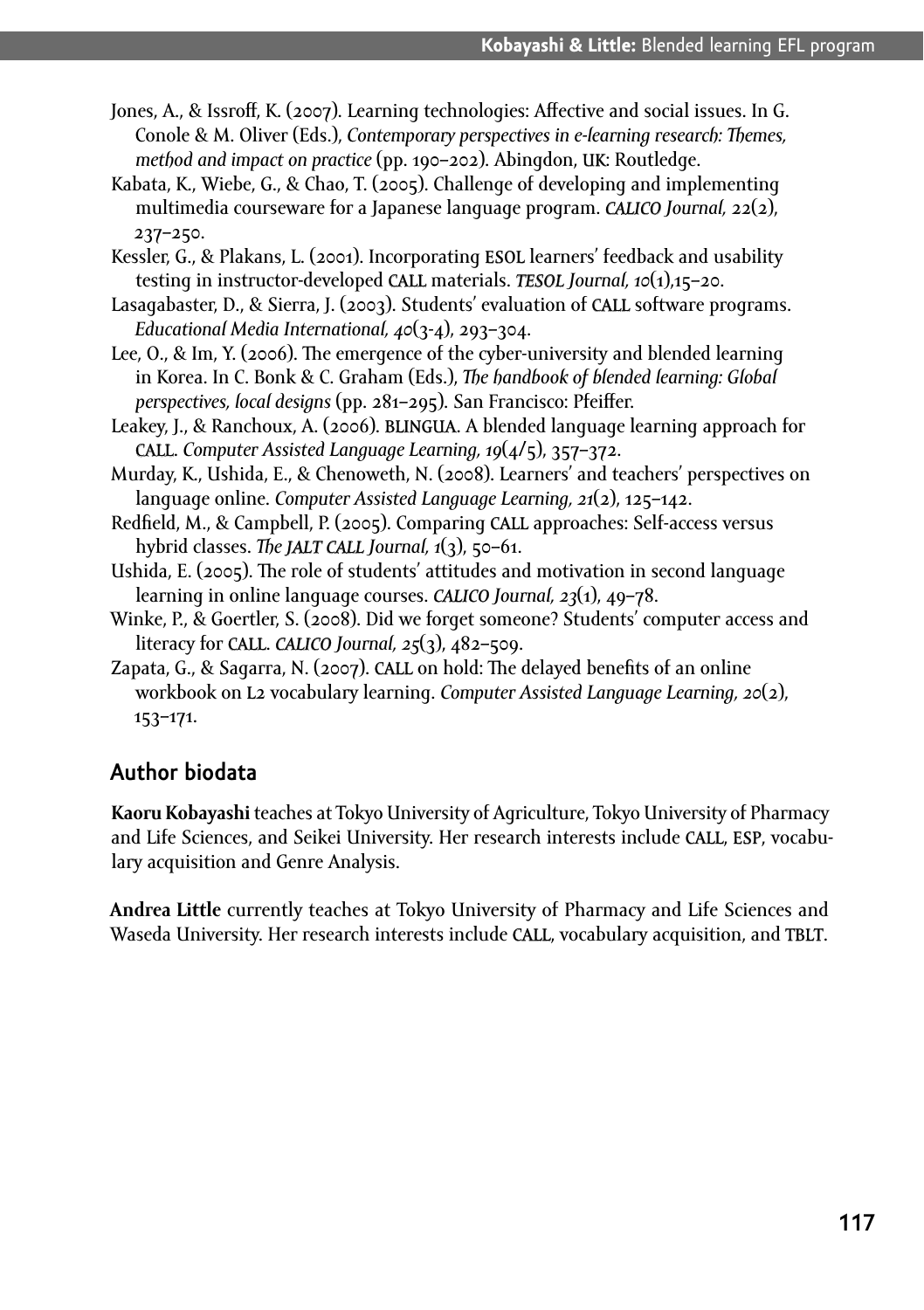Jones, A., & Issroff, K. (2007). Learning technologies: Affective and social issues. In G. Conole & M. Oliver (Eds.), *Contemporary perspectives in e-learning research: Themes, method and impact on practice* (pp. 190–202). Abingdon, UK: Routledge.

Kabata, K., Wiebe, G., & Chao, T. (2005). Challenge of developing and implementing multimedia courseware for a Japanese language program. *CALICO Journal, 22*(2), 237–250.

Kessler, G., & Plakans, L. (2001). Incorporating ESOL learners' feedback and usability testing in instructor-developed CALL materials. *TESOL Journal, 10*(1),15–20.

Lasagabaster, D., & Sierra, J. (2003). Students' evaluation of CALL software programs. *Educational Media International, 40*(3-4), 293–304.

Lee, O., & Im, Y. (2006). The emergence of the cyber-university and blended learning in Korea. In C. Bonk & C. Graham (Eds.), *The handbook of blended learning: Global perspectives, local designs* (pp. 281–295). San Francisco: Pfeiffer.

Leakey, J., & Ranchoux, A. (2006). BLINGUA. A blended language learning approach for CALL. *Computer Assisted Language Learning, 19*(4/5), 357–372.

Murday, K., Ushida, E., & Chenoweth, N. (2008). Learners' and teachers' perspectives on language online. *Computer Assisted Language Learning, 21*(2), 125–142.

Redfield, M., & Campbell, P. (2005). Comparing CALL approaches: Self-access versus hybrid classes. *The JALT CALL Journal, 1*(3), 50–61.

Ushida, E. (2005). The role of students' attitudes and motivation in second language learning in online language courses. *CALICO Journal, 23*(1), 49–78.

Winke, P., & Goertler, S. (2008). Did we forget someone? Students' computer access and literacy for CALL. *CALICO Journal, 25*(3), 482–509.

Zapata, G., & Sagarra, N. (2007). CALL on hold: The delayed benefits of an online workbook on L2 vocabulary learning. *Computer Assisted Language Learning, 20*(2), 153–171.

## Author biodata

**Kaoru Kobayashi** teaches at Tokyo University of Agriculture, Tokyo University of Pharmacy and Life Sciences, and Seikei University. Her research interests include CALL, ESP, vocabulary acquisition and Genre Analysis.

**Andrea Little** currently teaches at Tokyo University of Pharmacy and Life Sciences and Waseda University. Her research interests include CALL, vocabulary acquisition, and TBLT.